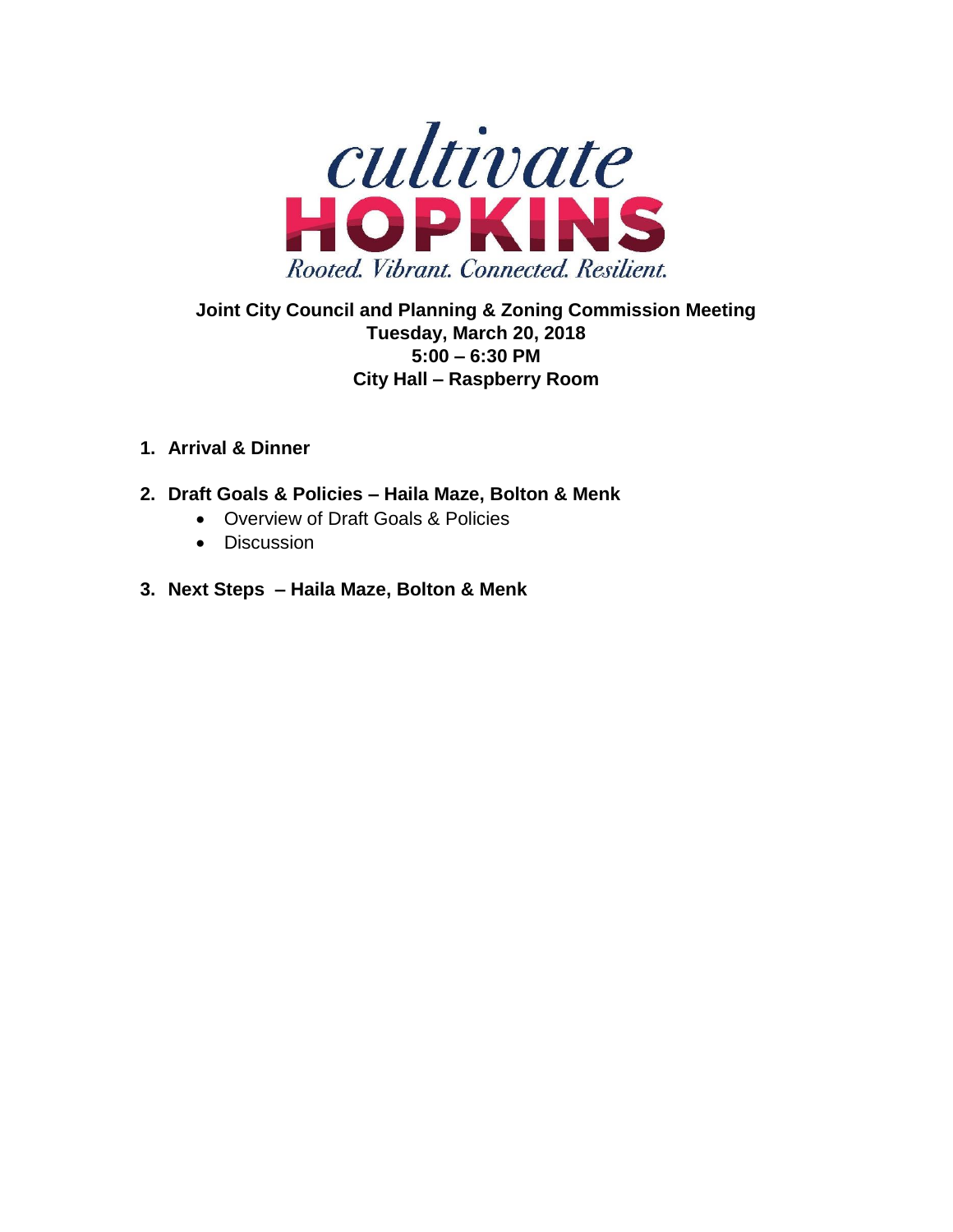cultivate

HOPKINS

*Rooted. Vibrant. Connected. Resilient.*

**Joint City Council and Planning & Zoning Commission Meeting**
**Tuesday, March 20, 2018**
**5:00 – 6:30 PM**
**City Hall – Raspberry Room**

1. **Arrival & Dinner**

2. **Draft Goals & Policies – Haila Maze, Bolton & Menk**
   - Overview of Draft Goals & Policies
   - Discussion

3. **Next Steps – Haila Maze, Bolton & Menk**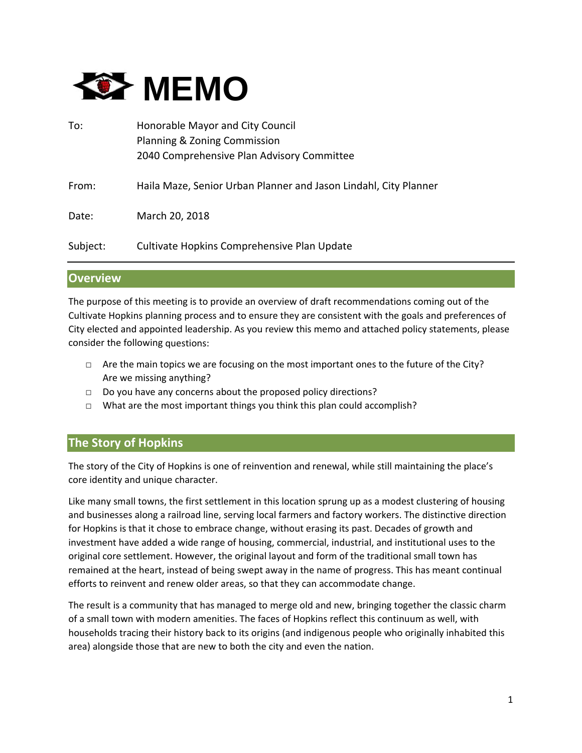# MEMO

To: Honorable Mayor and City Council
Planning & Zoning Commission
2040 Comprehensive Plan Advisory Committee

From: Haila Maze, Senior Urban Planner and Jason Lindahl, City Planner

Date: March 20, 2018

Subject: Cultivate Hopkins Comprehensive Plan Update

## Overview

The purpose of this meeting is to provide an overview of draft recommendations coming out of the Cultivate Hopkins planning process and to ensure they are consistent with the goals and preferences of City elected and appointed leadership. As you review this memo and attached policy statements, please consider the following questions:

- Are the main topics we are focusing on the most important ones to the future of the City? Are we missing anything?
- Do you have any concerns about the proposed policy directions?
- What are the most important things you think this plan could accomplish?

## The Story of Hopkins

The story of the City of Hopkins is one of reinvention and renewal, while still maintaining the place's core identity and unique character.

Like many small towns, the first settlement in this location sprung up as a modest clustering of housing and businesses along a railroad line, serving local farmers and factory workers. The distinctive direction for Hopkins is that it chose to embrace change, without erasing its past. Decades of growth and investment have added a wide range of housing, commercial, industrial, and institutional uses to the original core settlement. However, the original layout and form of the traditional small town has remained at the heart, instead of being swept away in the name of progress. This has meant continual efforts to reinvent and renew older areas, so that they can accommodate change.

The result is a community that has managed to merge old and new, bringing together the classic charm of a small town with modern amenities. The faces of Hopkins reflect this continuum as well, with households tracing their history back to its origins (and indigenous people who originally inhabited this area) alongside those that are new to both the city and even the nation.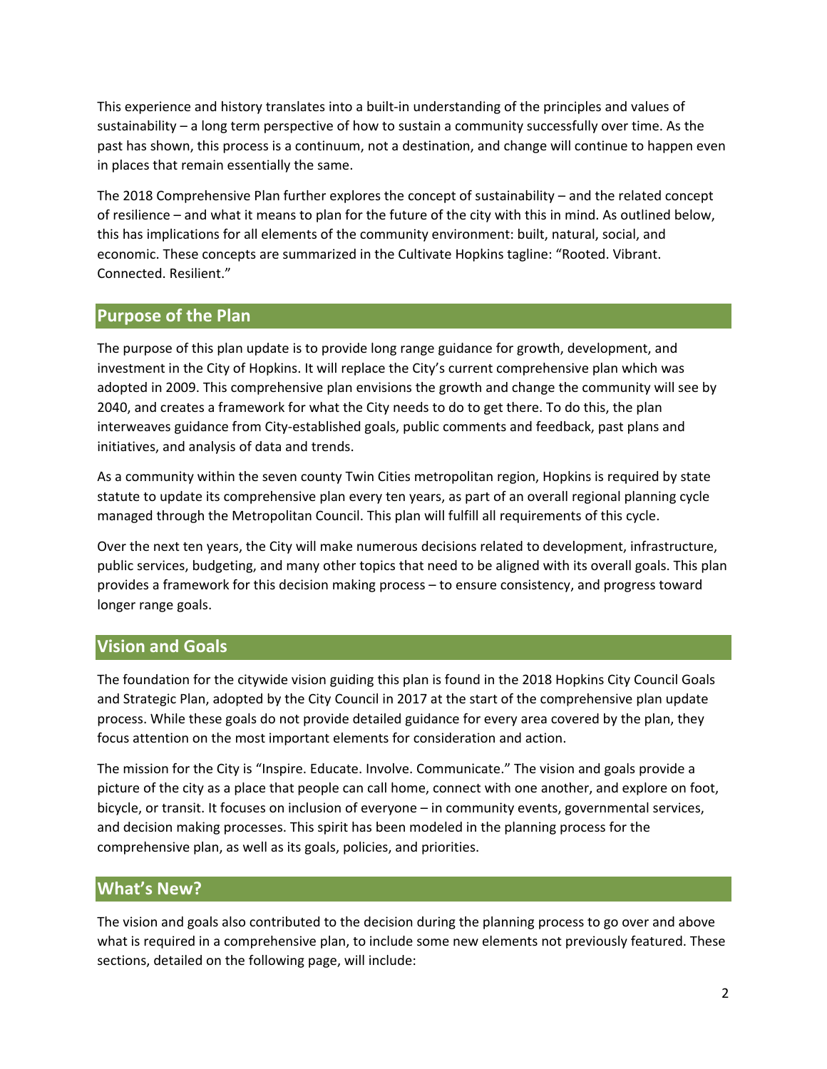This experience and history translates into a built-in understanding of the principles and values of sustainability – a long term perspective of how to sustain a community successfully over time. As the past has shown, this process is a continuum, not a destination, and change will continue to happen even in places that remain essentially the same.

The 2018 Comprehensive Plan further explores the concept of sustainability – and the related concept of resilience – and what it means to plan for the future of the city with this in mind. As outlined below, this has implications for all elements of the community environment: built, natural, social, and economic. These concepts are summarized in the Cultivate Hopkins tagline: "Rooted. Vibrant. Connected. Resilient."

## Purpose of the Plan

The purpose of this plan update is to provide long range guidance for growth, development, and investment in the City of Hopkins. It will replace the City's current comprehensive plan which was adopted in 2009. This comprehensive plan envisions the growth and change the community will see by 2040, and creates a framework for what the City needs to do to get there. To do this, the plan interweaves guidance from City-established goals, public comments and feedback, past plans and initiatives, and analysis of data and trends.

As a community within the seven county Twin Cities metropolitan region, Hopkins is required by state statute to update its comprehensive plan every ten years, as part of an overall regional planning cycle managed through the Metropolitan Council. This plan will fulfill all requirements of this cycle.

Over the next ten years, the City will make numerous decisions related to development, infrastructure, public services, budgeting, and many other topics that need to be aligned with its overall goals. This plan provides a framework for this decision making process – to ensure consistency, and progress toward longer range goals.

## Vision and Goals

The foundation for the citywide vision guiding this plan is found in the 2018 Hopkins City Council Goals and Strategic Plan, adopted by the City Council in 2017 at the start of the comprehensive plan update process. While these goals do not provide detailed guidance for every area covered by the plan, they focus attention on the most important elements for consideration and action.

The mission for the City is "Inspire. Educate. Involve. Communicate." The vision and goals provide a picture of the city as a place that people can call home, connect with one another, and explore on foot, bicycle, or transit. It focuses on inclusion of everyone – in community events, governmental services, and decision making processes. This spirit has been modeled in the planning process for the comprehensive plan, as well as its goals, policies, and priorities.

## What's New?

The vision and goals also contributed to the decision during the planning process to go over and above what is required in a comprehensive plan, to include some new elements not previously featured. These sections, detailed on the following page, will include: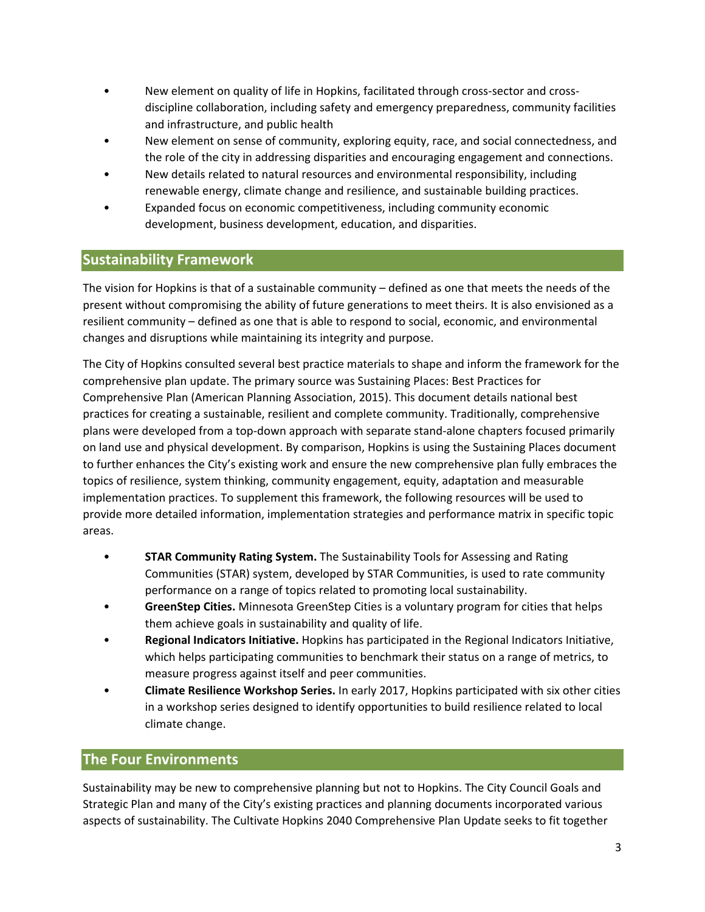- New element on quality of life in Hopkins, facilitated through cross-sector and cross-discipline collaboration, including safety and emergency preparedness, community facilities and infrastructure, and public health
- New element on sense of community, exploring equity, race, and social connectedness, and the role of the city in addressing disparities and encouraging engagement and connections.
- New details related to natural resources and environmental responsibility, including renewable energy, climate change and resilience, and sustainable building practices.
- Expanded focus on economic competitiveness, including community economic development, business development, education, and disparities.

## Sustainability Framework

The vision for Hopkins is that of a sustainable community – defined as one that meets the needs of the present without compromising the ability of future generations to meet theirs. It is also envisioned as a resilient community – defined as one that is able to respond to social, economic, and environmental changes and disruptions while maintaining its integrity and purpose.

The City of Hopkins consulted several best practice materials to shape and inform the framework for the comprehensive plan update. The primary source was Sustaining Places: Best Practices for Comprehensive Plan (American Planning Association, 2015). This document details national best practices for creating a sustainable, resilient and complete community. Traditionally, comprehensive plans were developed from a top-down approach with separate stand-alone chapters focused primarily on land use and physical development. By comparison, Hopkins is using the Sustaining Places document to further enhances the City's existing work and ensure the new comprehensive plan fully embraces the topics of resilience, system thinking, community engagement, equity, adaptation and measurable implementation practices. To supplement this framework, the following resources will be used to provide more detailed information, implementation strategies and performance matrix in specific topic areas.

- **STAR Community Rating System.** The Sustainability Tools for Assessing and Rating Communities (STAR) system, developed by STAR Communities, is used to rate community performance on a range of topics related to promoting local sustainability.
- **GreenStep Cities.** Minnesota GreenStep Cities is a voluntary program for cities that helps them achieve goals in sustainability and quality of life.
- **Regional Indicators Initiative.** Hopkins has participated in the Regional Indicators Initiative, which helps participating communities to benchmark their status on a range of metrics, to measure progress against itself and peer communities.
- **Climate Resilience Workshop Series.** In early 2017, Hopkins participated with six other cities in a workshop series designed to identify opportunities to build resilience related to local climate change.

## The Four Environments

Sustainability may be new to comprehensive planning but not to Hopkins. The City Council Goals and Strategic Plan and many of the City's existing practices and planning documents incorporated various aspects of sustainability. The Cultivate Hopkins 2040 Comprehensive Plan Update seeks to fit together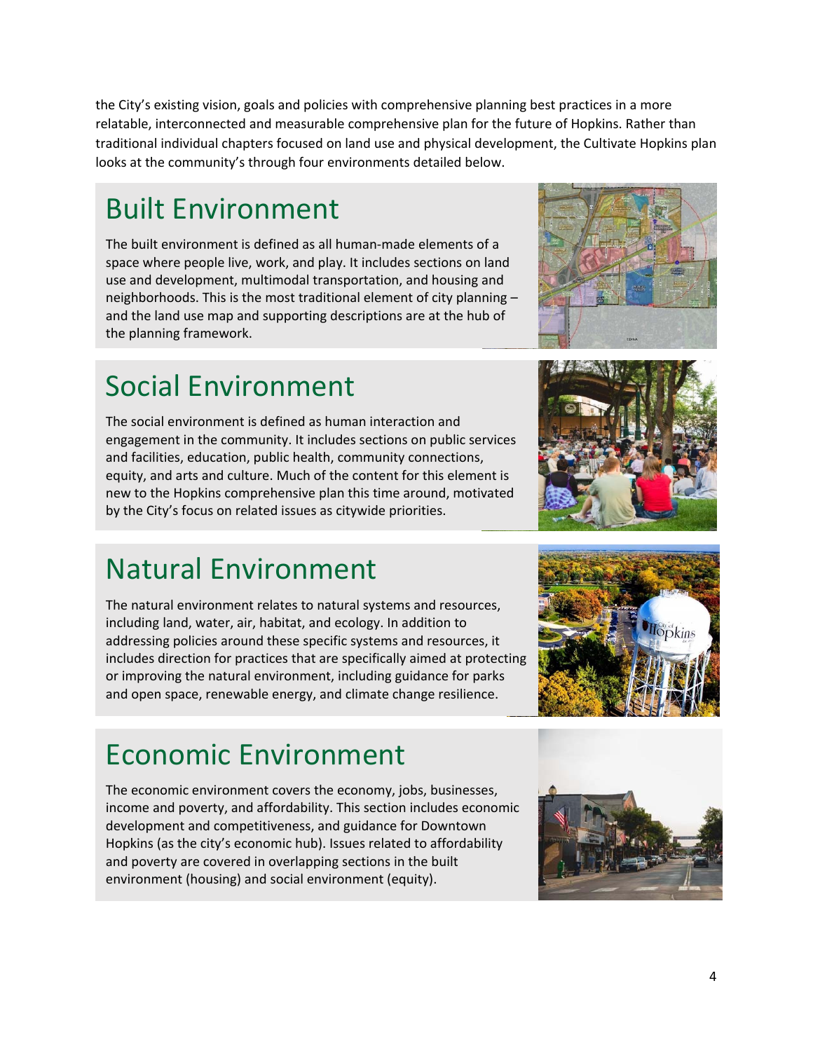the City's existing vision, goals and policies with comprehensive planning best practices in a more relatable, interconnected and measurable comprehensive plan for the future of Hopkins. Rather than traditional individual chapters focused on land use and physical development, the Cultivate Hopkins plan looks at the community's through four environments detailed below.

# Built Environment

The built environment is defined as all human-made elements of a space where people live, work, and play. It includes sections on land use and development, multimodal transportation, and housing and neighborhoods. This is the most traditional element of city planning – and the land use map and supporting descriptions are at the hub of the planning framework.

# Social Environment

The social environment is defined as human interaction and engagement in the community. It includes sections on public services and facilities, education, public health, community connections, equity, and arts and culture. Much of the content for this element is new to the Hopkins comprehensive plan this time around, motivated by the City's focus on related issues as citywide priorities.

# Natural Environment

The natural environment relates to natural systems and resources, including land, water, air, habitat, and ecology. In addition to addressing policies around these specific systems and resources, it includes direction for practices that are specifically aimed at protecting or improving the natural environment, including guidance for parks and open space, renewable energy, and climate change resilience.

# Economic Environment

The economic environment covers the economy, jobs, businesses, income and poverty, and affordability. This section includes economic development and competitiveness, and guidance for Downtown Hopkins (as the city's economic hub). Issues related to affordability and poverty are covered in overlapping sections in the built environment (housing) and social environment (equity).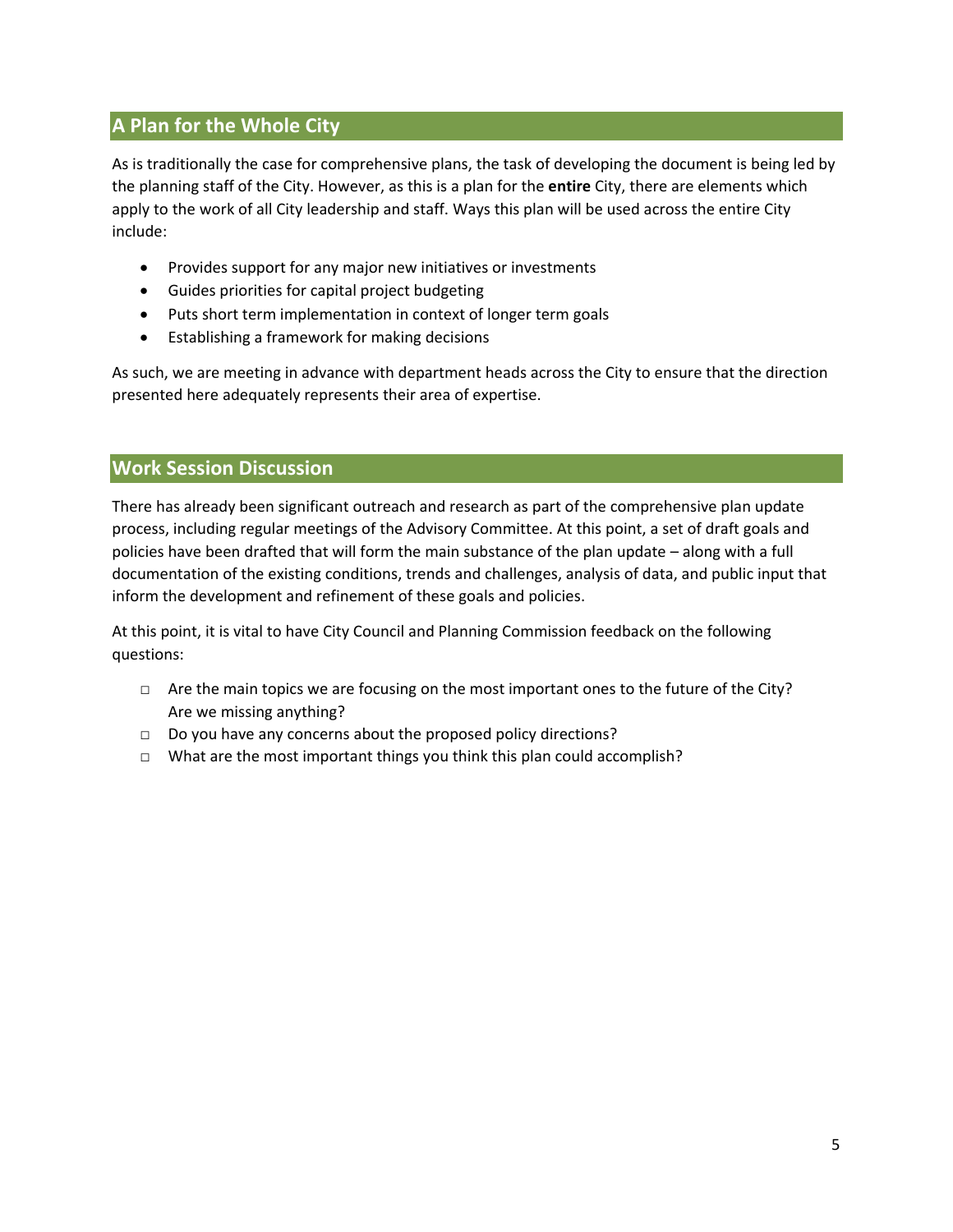## A Plan for the Whole City

As is traditionally the case for comprehensive plans, the task of developing the document is being led by the planning staff of the City. However, as this is a plan for the **entire** City, there are elements which apply to the work of all City leadership and staff. Ways this plan will be used across the entire City include:

- Provides support for any major new initiatives or investments
- Guides priorities for capital project budgeting
- Puts short term implementation in context of longer term goals
- Establishing a framework for making decisions

As such, we are meeting in advance with department heads across the City to ensure that the direction presented here adequately represents their area of expertise.

## Work Session Discussion

There has already been significant outreach and research as part of the comprehensive plan update process, including regular meetings of the Advisory Committee. At this point, a set of draft goals and policies have been drafted that will form the main substance of the plan update – along with a full documentation of the existing conditions, trends and challenges, analysis of data, and public input that inform the development and refinement of these goals and policies.

At this point, it is vital to have City Council and Planning Commission feedback on the following questions:

- ☐ Are the main topics we are focusing on the most important ones to the future of the City? Are we missing anything?
- ☐ Do you have any concerns about the proposed policy directions?
- ☐ What are the most important things you think this plan could accomplish?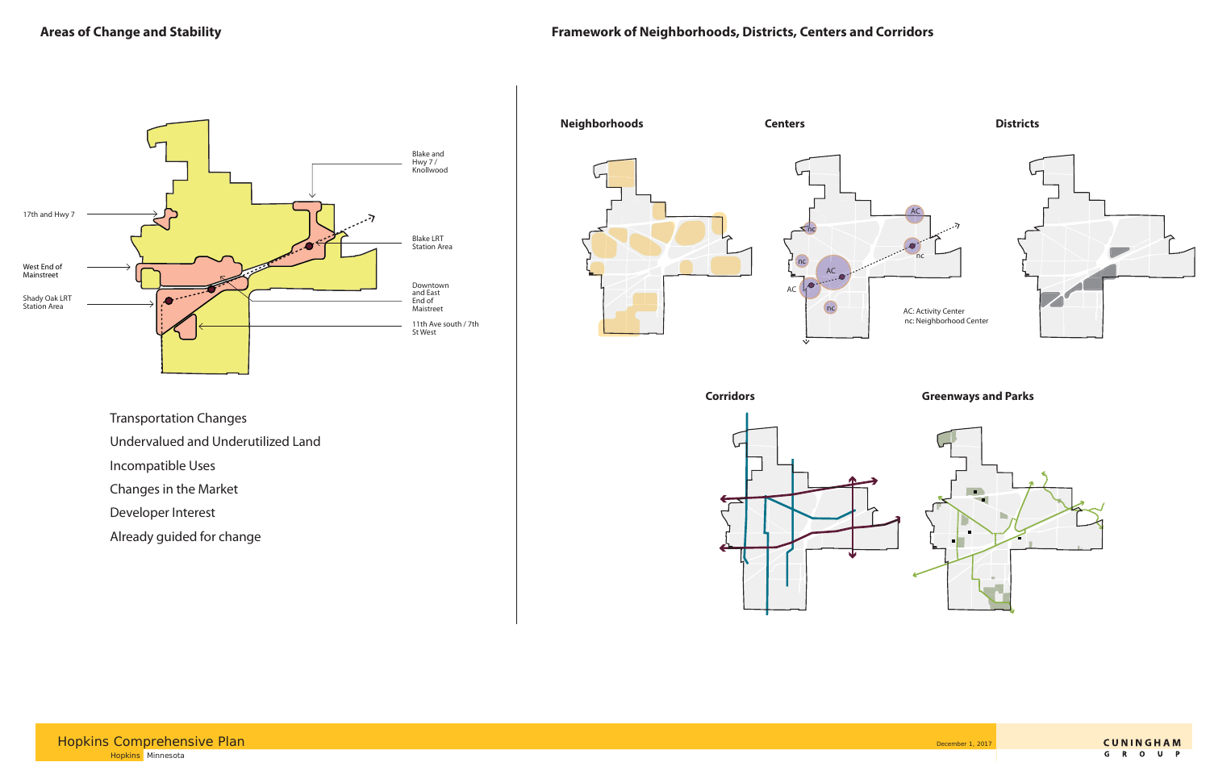## Areas of Change and Stability

17th and Hwy 7

West End of Mainstreet

Shady Oak LRT Station Area

Blake and Hwy 7 / Knollwood

Blake LRT Station Area

Downtown and East End of Maistreet

11th Ave south / 7th St West

- Transportation Changes
- Undervalued and Underutilized Land
- Incompatible Uses
- Changes in the Market
- Developer Interest
- Already guided for change

## Framework of Neighborhoods, Districts, Centers and Corridors

### Neighborhoods

### Centers

AC

nc

AC: Activity Center
nc: Neighborhood Center

### Districts

### Corridors

### Greenways and Parks

Hopkins Comprehensive Plan

Hopkins Minnesota

December 1, 2017

CUNINGHAM GROUP